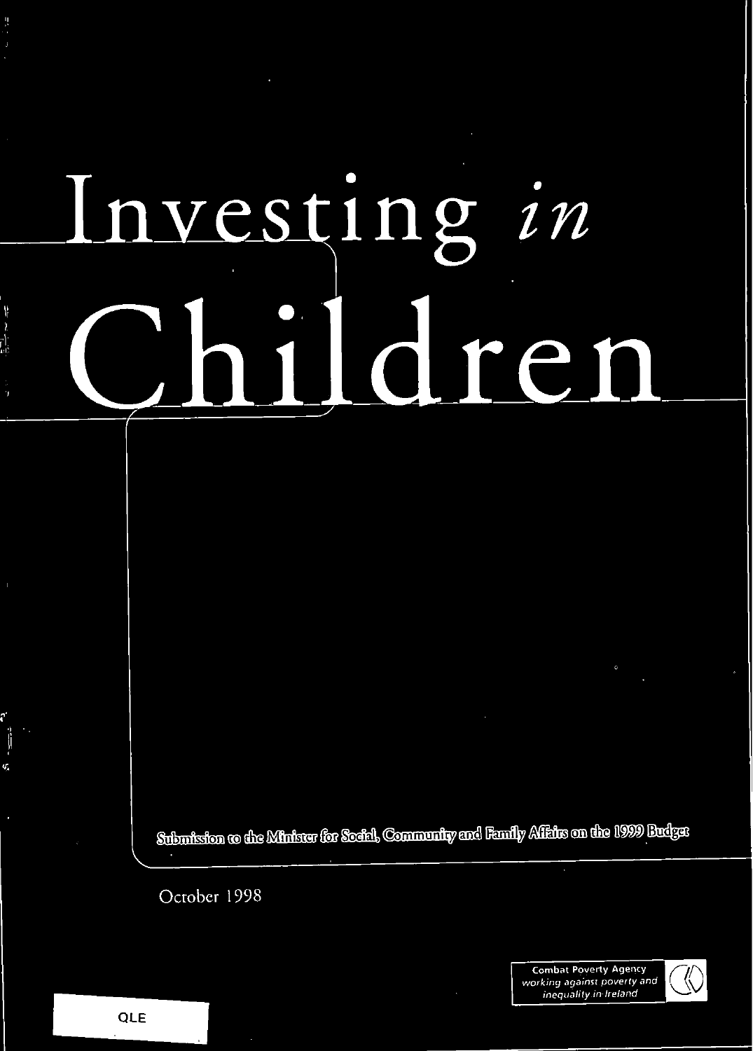# Investing *in* Children

Submission to the Minister for Social, Community and Family Affairs on the 1999 Budget

October 1998

Combat Poverty Agency
*working against poverty and inequality in Ireland*

QLE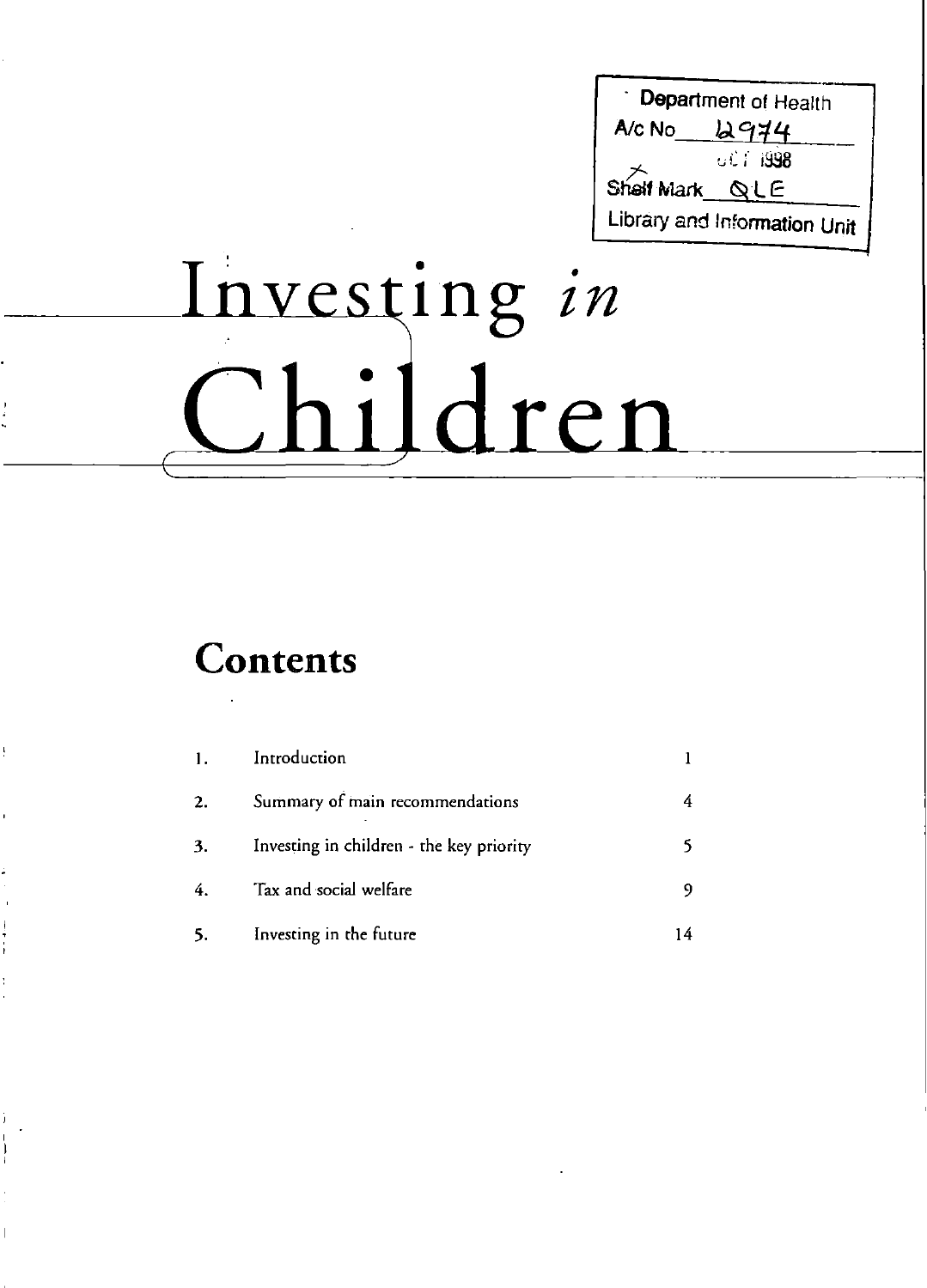Department of Health
A/c No 2974
OCT 1998
Shelf Mark QLE
Library and Information Unit

# Investing *in* Children

## Contents

| | | |
|---|---|---|
| 1. | Introduction | 1 |
| 2. | Summary of main recommendations | 4 |
| 3. | Investing in children - the key priority | 5 |
| 4. | Tax and social welfare | 9 |
| 5. | Investing in the future | 14 |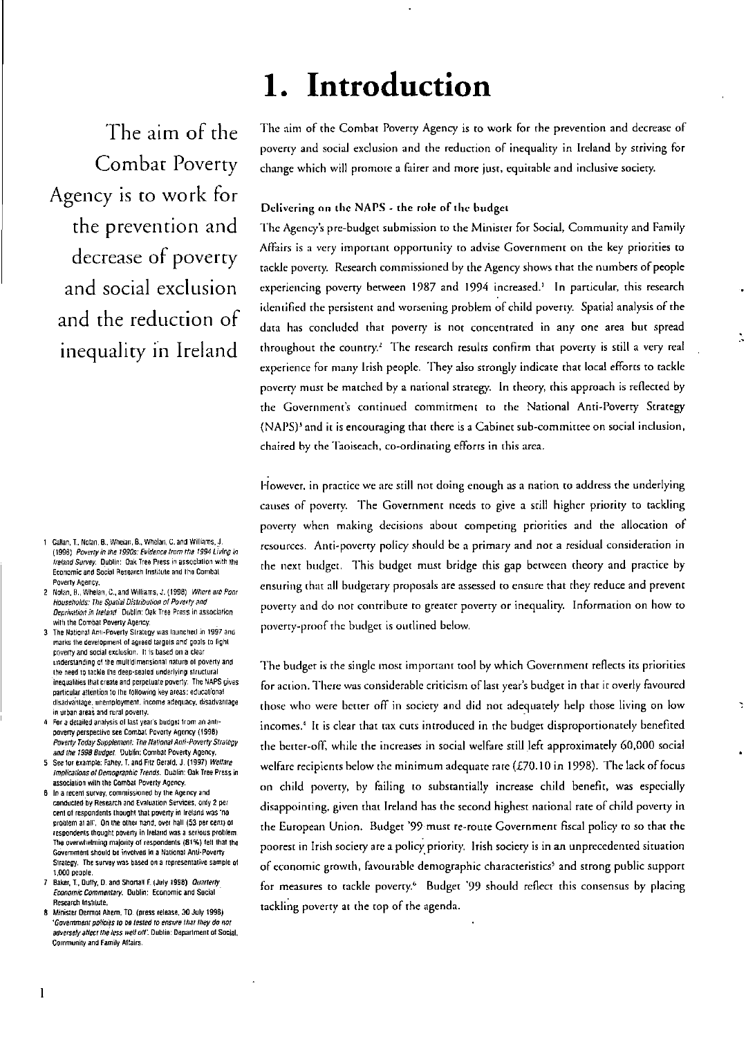# 1. Introduction

The aim of the Combat Poverty Agency is to work for the prevention and decrease of poverty and social exclusion and the reduction of inequality in Ireland

The aim of the Combat Poverty Agency is to work for the prevention and decrease of poverty and social exclusion and the reduction of inequality in Ireland by striving for change which will promote a fairer and more just, equitable and inclusive society.

### Delivering on the NAPS - the role of the budget

The Agency's pre-budget submission to the Minister for Social, Community and Family Affairs is a very important opportunity to advise Government on the key priorities to tackle poverty. Research commissioned by the Agency shows that the numbers of people experiencing poverty between 1987 and 1994 increased.[1] In particular, this research identified the persistent and worsening problem of child poverty. Spatial analysis of the data has concluded that poverty is not concentrated in any one area but spread throughout the country.[2] The research results confirm that poverty is still a very real experience for many Irish people. They also strongly indicate that local efforts to tackle poverty must be matched by a national strategy. In theory, this approach is reflected by the Government's continued commitment to the National Anti-Poverty Strategy (NAPS)[3] and it is encouraging that there is a Cabinet sub-committee on social inclusion, chaired by the Taoiseach, co-ordinating efforts in this area.

However, in practice we are still not doing enough as a nation to address the underlying causes of poverty. The Government needs to give a still higher priority to tackling poverty when making decisions about competing priorities and the allocation of resources. Anti-poverty policy should be a primary and not a residual consideration in the next budget. This budget must bridge this gap between theory and practice by ensuring that all budgetary proposals are assessed to ensure that they reduce and prevent poverty and do not contribute to greater poverty or inequality. Information on how to poverty-proof the budget is outlined below.

The budget is the single most important tool by which Government reflects its priorities for action. There was considerable criticism of last year's budget in that it overly favoured those who were better off in society and did not adequately help those living on low incomes.[4] It is clear that tax cuts introduced in the budget disproportionately benefited the better-off, while the increases in social welfare still left approximately 60,000 social welfare recipients below the minimum adequate rate (£70.10 in 1998). The lack of focus on child poverty, by failing to substantially increase child benefit, was especially disappointing, given that Ireland has the second highest national rate of child poverty in the European Union. Budget '99 must re-route Government fiscal policy to so that the poorest in Irish society are a policy priority. Irish society is in an unprecedented situation of economic growth, favourable demographic characteristics[5] and strong public support for measures to tackle poverty.[6] Budget '99 should reflect this consensus by placing tackling poverty at the top of the agenda.

---

1 Callan, T., Nolan, B., Whelan, B., Whelan, C. and Williams, J. (1996) *Poverty in the 1990s: Evidence from the 1994 Living in Ireland Survey*. Dublin: Oak Tree Press in association with the Economic and Social Research Institute and the Combat Poverty Agency.

2 Nolan, B., Whelan, C., and Williams, J. (1998) *Where are Poor Households: The Spatial Distribution of Poverty and Deprivation in Ireland*. Dublin: Oak Tree Press in association with the Combat Poverty Agency.

3 The National Anti-Poverty Strategy was launched in 1997 and marks the development of agreed targets and goals to fight poverty and social exclusion. It is based on a clear understanding of the multidimensional nature of poverty and the need to tackle the deep-sealed underlying structural inequalities that create and perpetuate poverty. The NAPS gives particular attention to the following key areas: educational disadvantage, unemployment, income adequacy, disadvantage in urban areas and rural poverty.

4 For a detailed analysis of last year's budget from an anti-poverty perspective see Combat Poverty Agency (1998) *Poverty Today Supplement: The National Anti-Poverty Strategy and the 1998 Budget*. Dublin: Combat Poverty Agency.

5 See for example: Fahey, T. and Fitz Gerald, J. (1997) *Welfare Implications of Demographic Trends*. Dublin: Oak Tree Press in association with the Combat Poverty Agency.

6 In a recent survey, commissioned by the Agency and conducted by Research and Evaluation Services, only 2 per cent of respondents thought that poverty in Ireland was 'no problem at all'. On the other hand, over half (53 per cent) of respondents thought poverty in Ireland was a serious problem. The overwhelming majority of respondents (81%) felt that the Government should be involved in a National Anti-Poverty Strategy. The survey was based on a representative sample of 1,000 people.

7 Baker, T., Duffy, D. and Shortall F. (July 1998) *Quarterly Economic Commentary*. Dublin: Economic and Social Research Institute.

8 Minister Dermot Ahern, TD (press release, 30 July 1998) *'Government policies to be tested to ensure that they do not adversely affect the less well off'*. Dublin: Department of Social, Community and Family Affairs.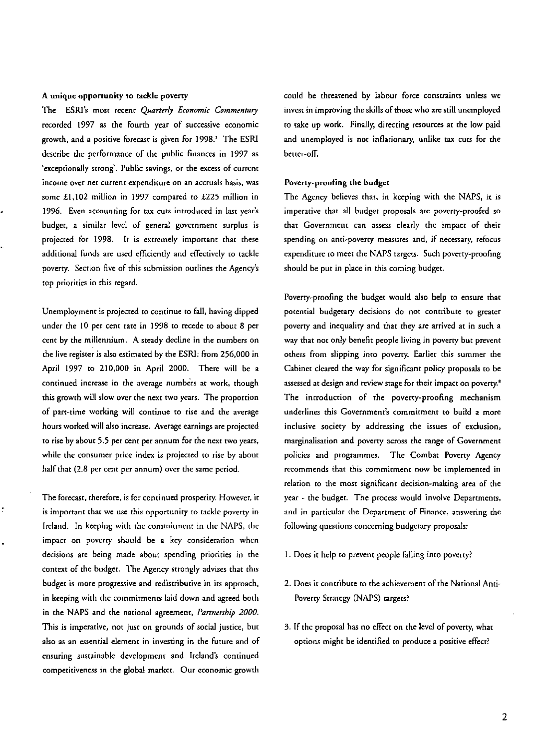**A unique opportunity to tackle poverty**

The ESRI's most recent *Quarterly Economic Commentary* recorded 1997 as the fourth year of successive economic growth, and a positive forecast is given for 1998.[7] The ESRI describe the performance of the public finances in 1997 as 'exceptionally strong'. Public savings, or the excess of current income over net current expenditure on an accruals basis, was some £1,102 million in 1997 compared to £225 million in 1996. Even accounting for tax cuts introduced in last year's budget, a similar level of general government surplus is projected for 1998. It is extremely important that these additional funds are used efficiently and effectively to tackle poverty. Section five of this submission outlines the Agency's top priorities in this regard.

Unemployment is projected to continue to fall, having dipped under the 10 per cent rate in 1998 to recede to about 8 per cent by the millennium. A steady decline in the numbers on the live register is also estimated by the ESRI: from 256,000 in April 1997 to 210,000 in April 2000. There will be a continued increase in the average numbers at work, though this growth will slow over the next two years. The proportion of part-time working will continue to rise and the average hours worked will also increase. Average earnings are projected to rise by about 5.5 per cent per annum for the next two years, while the consumer price index is projected to rise by about half that (2.8 per cent per annum) over the same period.

The forecast, therefore, is for continued prosperity. However, it is important that we use this opportunity to tackle poverty in Ireland. In keeping with the commitment in the NAPS, the impact on poverty should be a key consideration when decisions are being made about spending priorities in the context of the budget. The Agency strongly advises that this budget is more progressive and redistributive in its approach, in keeping with the commitments laid down and agreed both in the NAPS and the national agreement, *Partnership 2000*. This is imperative, not just on grounds of social justice, but also as an essential element in investing in the future and of ensuring sustainable development and Ireland's continued competitiveness in the global market. Our economic growth could be threatened by labour force constraints unless we invest in improving the skills of those who are still unemployed to take up work. Finally, directing resources at the low paid and unemployed is not inflationary, unlike tax cuts for the better-off.

**Poverty-proofing the budget**

The Agency believes that, in keeping with the NAPS, it is imperative that all budget proposals are poverty-proofed so that Government can assess clearly the impact of their spending on anti-poverty measures and, if necessary, refocus expenditure to meet the NAPS targets. Such poverty-proofing should be put in place in this coming budget.

Poverty-proofing the budget would also help to ensure that potential budgetary decisions do not contribute to greater poverty and inequality and that they are arrived at in such a way that not only benefit people living in poverty but prevent others from slipping into poverty. Earlier this summer the Cabinet cleared the way for significant policy proposals to be assessed at design and review stage for their impact on poverty.[8] The introduction of the poverty-proofing mechanism underlines this Government's commitment to build a more inclusive society by addressing the issues of exclusion, marginalisation and poverty across the range of Government policies and programmes. The Combat Poverty Agency recommends that this commitment now be implemented in relation to the most significant decision-making area of the year - the budget. The process would involve Departments, and in particular the Department of Finance, answering the following questions concerning budgetary proposals:

1. Does it help to prevent people falling into poverty?

2. Does it contribute to the achievement of the National Anti-Poverty Strategy (NAPS) targets?

3. If the proposal has no effect on the level of poverty, what options might be identified to produce a positive effect?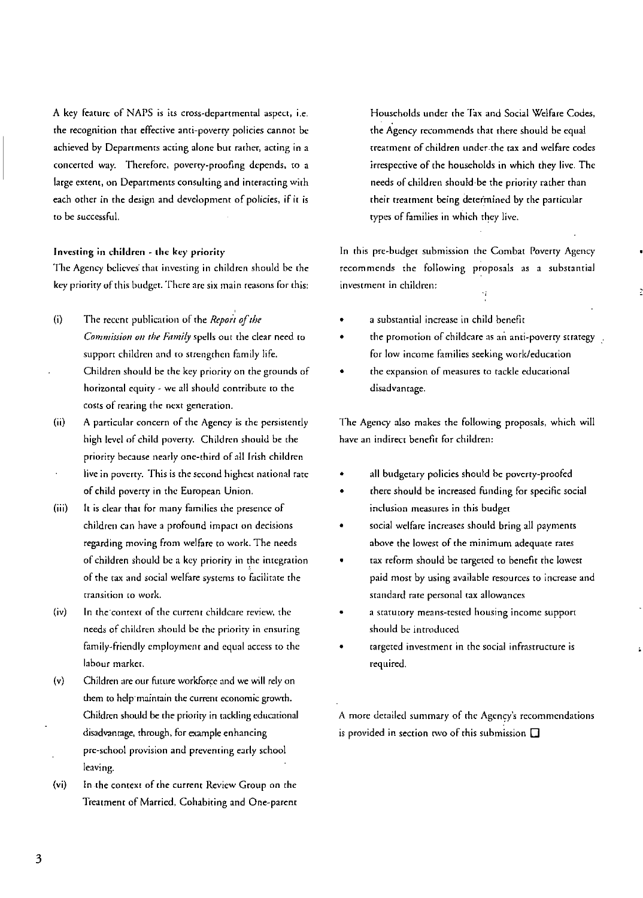A key feature of NAPS is its cross-departmental aspect, i.e. the recognition that effective anti-poverty policies cannot be achieved by Departments acting alone but rather, acting in a concerted way. Therefore, poverty-proofing depends, to a large extent, on Departments consulting and interacting with each other in the design and development of policies, if it is to be successful.

**Investing in children - the key priority**

The Agency believes that investing in children should be the key priority of this budget. There are six main reasons for this:

(i) The recent publication of the *Report of the Commission on the Family* spells out the clear need to support children and to strengthen family life. Children should be the key priority on the grounds of horizontal equity - we all should contribute to the costs of rearing the next generation.

(ii) A particular concern of the Agency is the persistently high level of child poverty. Children should be the priority because nearly one-third of all Irish children live in poverty. This is the second highest national rate of child poverty in the European Union.

(iii) It is clear that for many families the presence of children can have a profound impact on decisions regarding moving from welfare to work. The needs of children should be a key priority in the integration of the tax and social welfare systems to facilitate the transition to work.

(iv) In the context of the current childcare review, the needs of children should be the priority in ensuring family-friendly employment and equal access to the labour market.

(v) Children are our future workforce and we will rely on them to help maintain the current economic growth. Children should be the priority in tackling educational disadvantage, through, for example enhancing pre-school provision and preventing early school leaving.

(vi) In the context of the current Review Group on the Treatment of Married, Cohabiting and One-parent Households under the Tax and Social Welfare Codes, the Agency recommends that there should be equal treatment of children under the tax and welfare codes irrespective of the households in which they live. The needs of children should be the priority rather than their treatment being determined by the particular types of families in which they live.

In this pre-budget submission the Combat Poverty Agency recommends the following proposals as a substantial investment in children:

- a substantial increase in child benefit
- the promotion of childcare as an anti-poverty strategy for low income families seeking work/education
- the expansion of measures to tackle educational disadvantage.

The Agency also makes the following proposals, which will have an indirect benefit for children:

- all budgetary policies should be poverty-proofed
- there should be increased funding for specific social inclusion measures in this budget
- social welfare increases should bring all payments above the lowest of the minimum adequate rates
- tax reform should be targeted to benefit the lowest paid most by using available resources to increase and standard rate personal tax allowances
- a statutory means-tested housing income support should be introduced
- targeted investment in the social infrastructure is required.

A more detailed summary of the Agency's recommendations is provided in section two of this submission ☐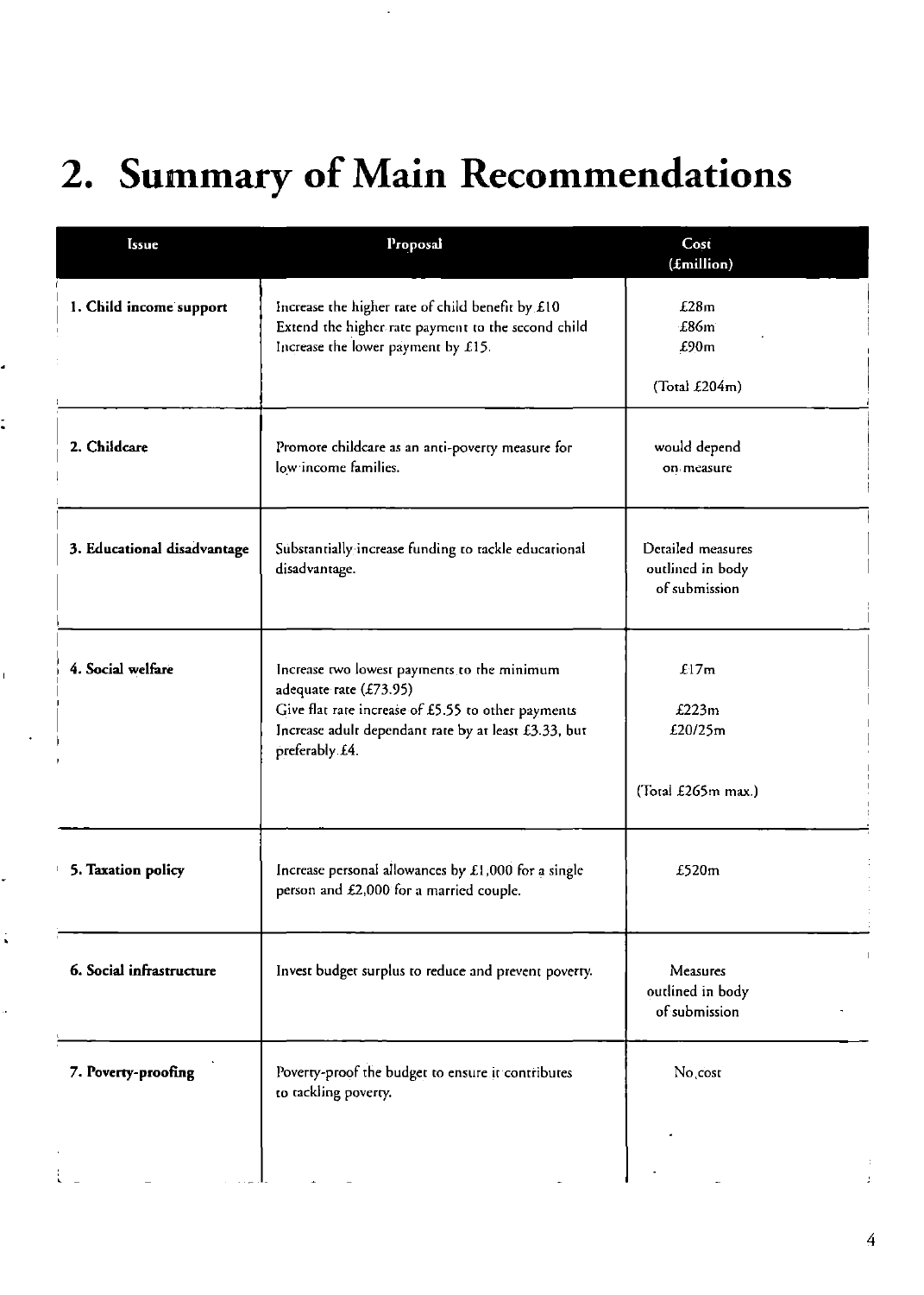# 2. Summary of Main Recommendations

| Issue | Proposal | Cost (£million) |
|---|---|---|
| **1. Child income support** | Increase the higher rate of child benefit by £10<br>Extend the higher rate payment to the second child<br>Increase the lower payment by £15. | £28m<br>£86m<br>£90m<br><br>(Total £204m) |
| **2. Childcare** | Promote childcare as an anti-poverty measure for low income families. | would depend on measure |
| **3. Educational disadvantage** | Substantially increase funding to tackle educational disadvantage. | Detailed measures outlined in body of submission |
| **4. Social welfare** | Increase two lowest payments to the minimum adequate rate (£73.95)<br>Give flat rate increase of £5.55 to other payments<br>Increase adult dependant rate by at least £3.33, but preferably £4. | £17m<br><br>£223m<br>£20/25m<br><br>(Total £265m max.) |
| **5. Taxation policy** | Increase personal allowances by £1,000 for a single person and £2,000 for a married couple. | £520m |
| **6. Social infrastructure** | Invest budget surplus to reduce and prevent poverty. | Measures outlined in body of submission |
| **7. Poverty-proofing** | Poverty-proof the budget to ensure it contributes to tackling poverty. | No cost |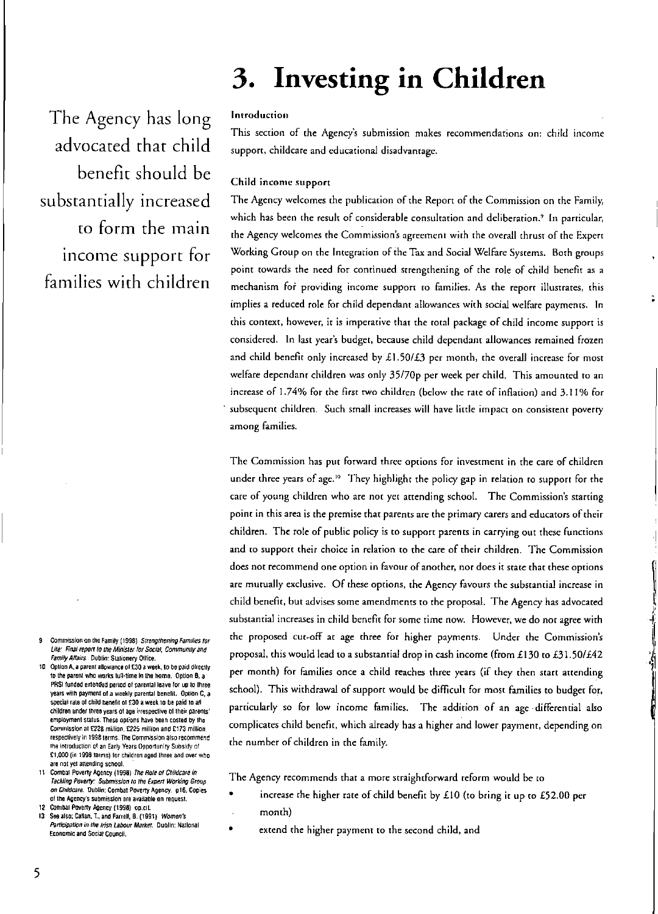# 3. Investing in Children

The Agency has long advocated that child benefit should be substantially increased to form the main income support for families with children

### Introduction

This section of the Agency's submission makes recommendations on: child income support, childcare and educational disadvantage.

### Child income support

The Agency welcomes the publication of the Report of the Commission on the Family, which has been the result of considerable consultation and deliberation.[9] In particular, the Agency welcomes the Commission's agreement with the overall thrust of the Expert Working Group on the Integration of the Tax and Social Welfare Systems. Both groups point towards the need for continued strengthening of the role of child benefit as a mechanism for providing income support to families. As the report illustrates, this implies a reduced role for child dependant allowances with social welfare payments. In this context, however, it is imperative that the total package of child income support is considered. In last year's budget, because child dependant allowances remained frozen and child benefit only increased by £1.50/£3 per month, the overall increase for most welfare dependant children was only 35/70p per week per child. This amounted to an increase of 1.74% for the first two children (below the rate of inflation) and 3.11% for subsequent children. Such small increases will have little impact on consistent poverty among families.

The Commission has put forward three options for investment in the care of children under three years of age.[10] They highlight the policy gap in relation to support for the care of young children who are not yet attending school. The Commission's starting point in this area is the premise that parents are the primary carers and educators of their children. The role of public policy is to support parents in carrying out these functions and to support their choice in relation to the care of their children. The Commission does not recommend one option in favour of another, nor does it state that these options are mutually exclusive. Of these options, the Agency favours the substantial increase in child benefit, but advises some amendments to the proposal. The Agency has advocated substantial increases in child benefit for some time now. However, we do not agree with the proposed cut-off at age three for higher payments. Under the Commission's proposal, this would lead to a substantial drop in cash income (from £130 to £31.50/£42 per month) for families once a child reaches three years (if they then start attending school). This withdrawal of support would be difficult for most families to budget for, particularly so for low income families. The addition of an age differential also complicates child benefit, which already has a higher and lower payment, depending on the number of children in the family.

The Agency recommends that a more straightforward reform would be to

- increase the higher rate of child benefit by £10 (to bring it up to £52.00 per month)
- extend the higher payment to the second child, and

---

9 Commission on the Family (1998) *Strengthening Families for Life: Final report to the Minister for Social, Community and Family Affairs.* Dublin: Stationery Office.

10 Option A, a parent allowance of £30 a week, to be paid directly to the parent who works full-time in the home. Option B, a PRSI funded extended period of parental leave for up to three years with payment of a weekly parental benefit. Option C, a special rate of child benefit of £30 a week to be paid to all children under three years of age irrespective of their parents' employment status. These options have been costed by the Commission at £228 million, £225 million and £173 million respectively in 1998 terms. The Commission also recommend the introduction of an Early Years Opportunity Subsidy of £1,000 (in 1998 terms) for children aged three and over who are not yet attending school.

11 Combat Poverty Agency (1998) *The Role of Childcare in Tackling Poverty: Submission to the Expert Working Group on Childcare.* Dublin: Combat Poverty Agency. p16. Copies of the Agency's submission are available on request.

12 Combat Poverty Agency (1998) op.cit.

13 See also; Callan, T., and Farrell, B. (1991) *Women's Participation in the Irish Labour Market.* Dublin: National Economic and Social Council.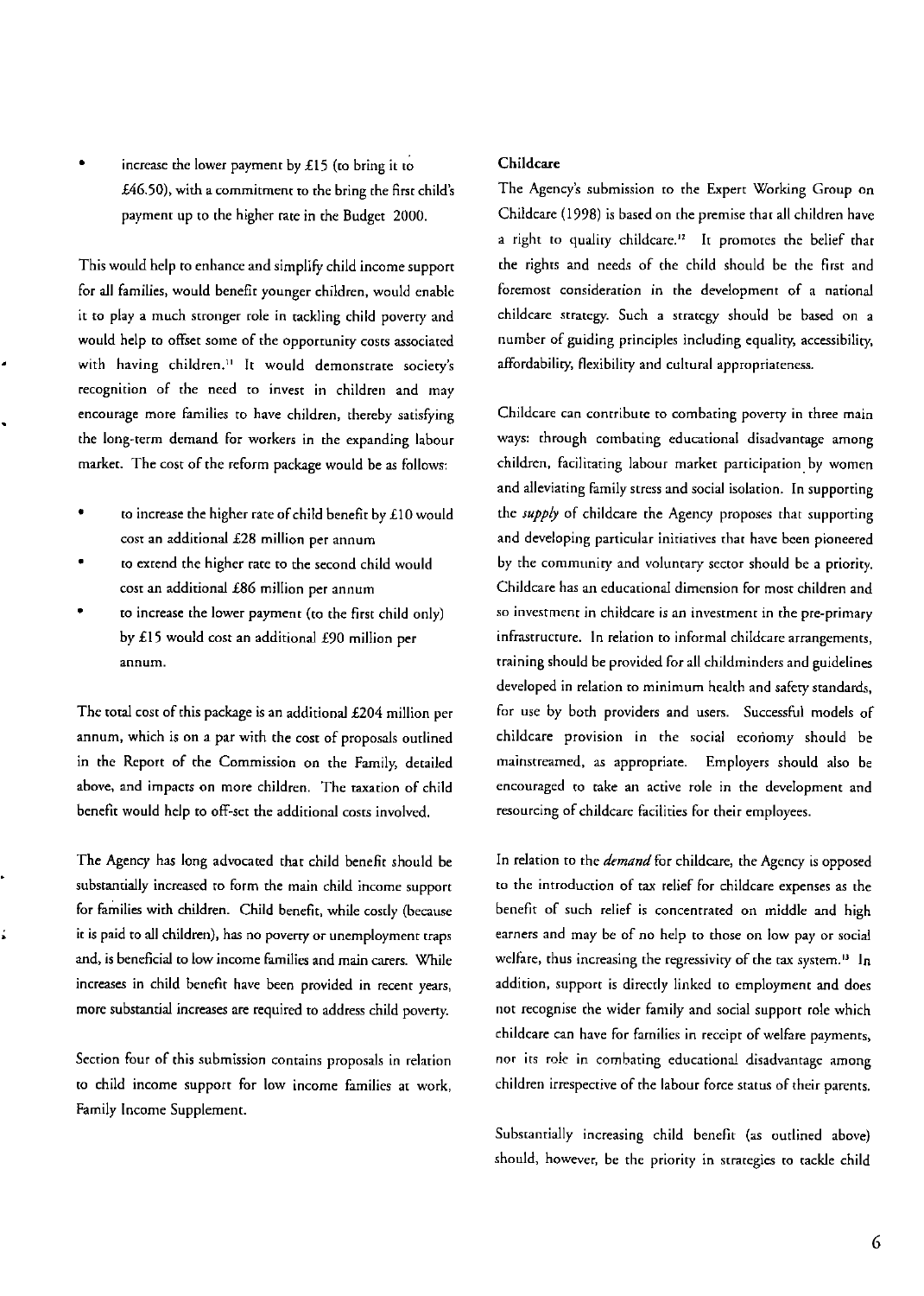- increase the lower payment by £15 (to bring it to £46.50), with a commitment to the bring the first child's payment up to the higher rate in the Budget 2000.

This would help to enhance and simplify child income support for all families, would benefit younger children, would enable it to play a much stronger role in tackling child poverty and would help to offset some of the opportunity costs associated with having children.[11] It would demonstrate society's recognition of the need to invest in children and may encourage more families to have children, thereby satisfying the long-term demand for workers in the expanding labour market. The cost of the reform package would be as follows:

- to increase the higher rate of child benefit by £10 would cost an additional £28 million per annum
- to extend the higher rate to the second child would cost an additional £86 million per annum
- to increase the lower payment (to the first child only) by £15 would cost an additional £90 million per annum.

The total cost of this package is an additional £204 million per annum, which is on a par with the cost of proposals outlined in the Report of the Commission on the Family, detailed above, and impacts on more children. The taxation of child benefit would help to off-set the additional costs involved.

The Agency has long advocated that child benefit should be substantially increased to form the main child income support for families with children. Child benefit, while costly (because it is paid to all children), has no poverty or unemployment traps and, is beneficial to low income families and main carers. While increases in child benefit have been provided in recent years, more substantial increases are required to address child poverty.

Section four of this submission contains proposals in relation to child income support for low income families at work, Family Income Supplement.

**Childcare**

The Agency's submission to the Expert Working Group on Childcare (1998) is based on the premise that all children have a right to quality childcare.[12] It promotes the belief that the rights and needs of the child should be the first and foremost consideration in the development of a national childcare strategy. Such a strategy should be based on a number of guiding principles including equality, accessibility, affordability, flexibility and cultural appropriateness.

Childcare can contribute to combating poverty in three main ways: through combating educational disadvantage among children, facilitating labour market participation by women and alleviating family stress and social isolation. In supporting the *supply* of childcare the Agency proposes that supporting and developing particular initiatives that have been pioneered by the community and voluntary sector should be a priority. Childcare has an educational dimension for most children and so investment in childcare is an investment in the pre-primary infrastructure. In relation to informal childcare arrangements, training should be provided for all childminders and guidelines developed in relation to minimum health and safety standards, for use by both providers and users. Successful models of childcare provision in the social economy should be mainstreamed, as appropriate. Employers should also be encouraged to take an active role in the development and resourcing of childcare facilities for their employees.

In relation to the *demand* for childcare, the Agency is opposed to the introduction of tax relief for childcare expenses as the benefit of such relief is concentrated on middle and high earners and may be of no help to those on low pay or social welfare, thus increasing the regressivity of the tax system.[13] In addition, support is directly linked to employment and does not recognise the wider family and social support role which childcare can have for families in receipt of welfare payments, nor its role in combating educational disadvantage among children irrespective of the labour force status of their parents.

Substantially increasing child benefit (as outlined above) should, however, be the priority in strategies to tackle child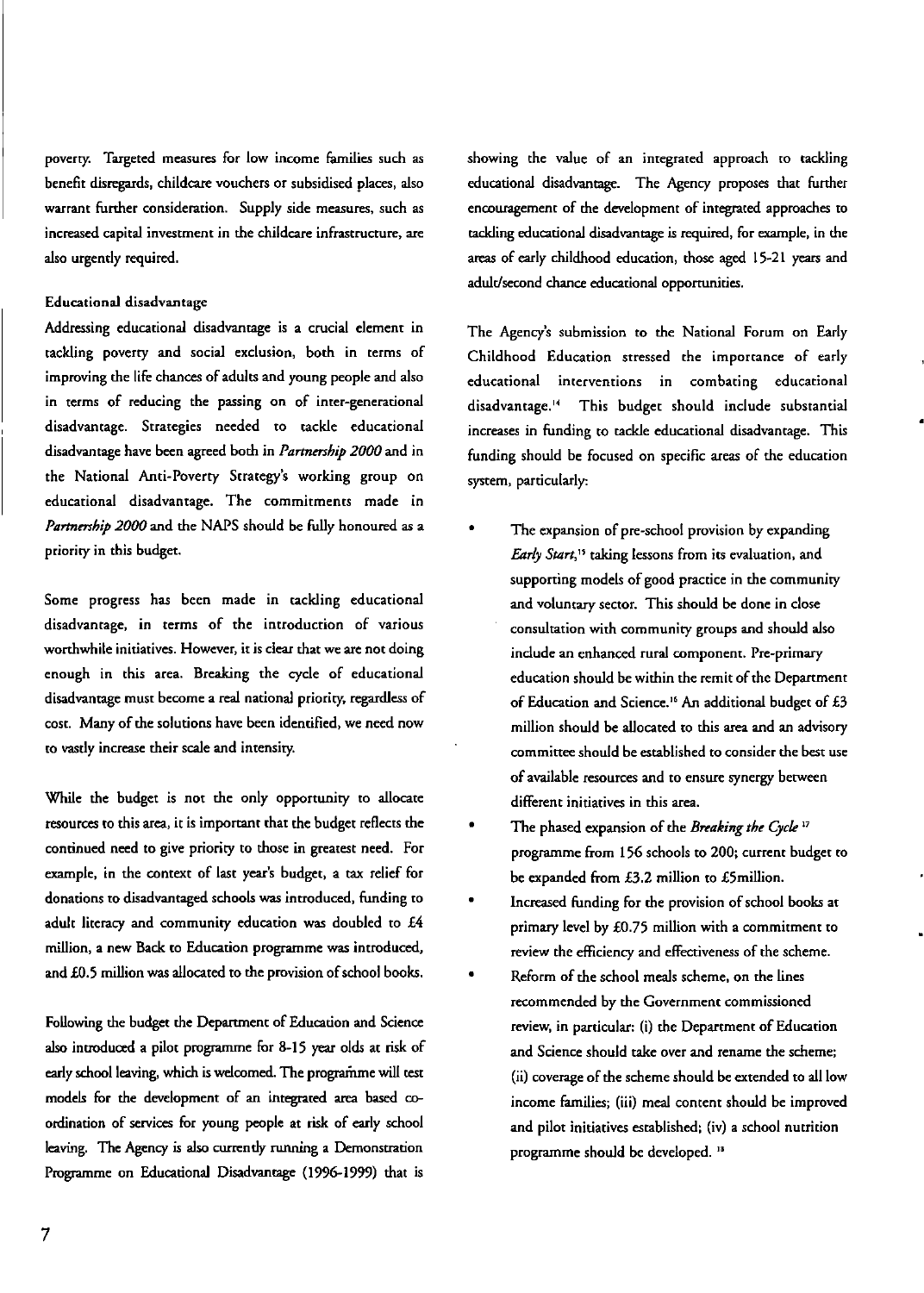poverty. Targeted measures for low income families such as benefit disregards, childcare vouchers or subsidised places, also warrant further consideration. Supply side measures, such as increased capital investment in the childcare infrastructure, are also urgently required.

### Educational disadvantage

Addressing educational disadvantage is a crucial element in tackling poverty and social exclusion, both in terms of improving the life chances of adults and young people and also in terms of reducing the passing on of inter-generational disadvantage. Strategies needed to tackle educational disadvantage have been agreed both in *Partnership 2000* and in the National Anti-Poverty Strategy's working group on educational disadvantage. The commitments made in *Partnership 2000* and the NAPS should be fully honoured as a priority in this budget.

Some progress has been made in tackling educational disadvantage, in terms of the introduction of various worthwhile initiatives. However, it is clear that we are not doing enough in this area. Breaking the cycle of educational disadvantage must become a real national priority, regardless of cost. Many of the solutions have been identified, we need now to vastly increase their scale and intensity.

While the budget is not the only opportunity to allocate resources to this area, it is important that the budget reflects the continued need to give priority to those in greatest need. For example, in the context of last year's budget, a tax relief for donations to disadvantaged schools was introduced, funding to adult literacy and community education was doubled to £4 million, a new Back to Education programme was introduced, and £0.5 million was allocated to the provision of school books.

Following the budget the Department of Education and Science also introduced a pilot programme for 8-15 year olds at risk of early school leaving, which is welcomed. The programme will test models for the development of an integrated area based co-ordination of services for young people at risk of early school leaving. The Agency is also currently running a Demonstration Programme on Educational Disadvantage (1996-1999) that is showing the value of an integrated approach to tackling educational disadvantage. The Agency proposes that further encouragement of the development of integrated approaches to tackling educational disadvantage is required, for example, in the areas of early childhood education, those aged 15-21 years and adult/second chance educational opportunities.

The Agency's submission to the National Forum on Early Childhood Education stressed the importance of early educational interventions in combating educational disadvantage.[14] This budget should include substantial increases in funding to tackle educational disadvantage. This funding should be focused on specific areas of the education system, particularly:

- The expansion of pre-school provision by expanding *Early Start*,[15] taking lessons from its evaluation, and supporting models of good practice in the community and voluntary sector. This should be done in close consultation with community groups and should also include an enhanced rural component. Pre-primary education should be within the remit of the Department of Education and Science.[16] An additional budget of £3 million should be allocated to this area and an advisory committee should be established to consider the best use of available resources and to ensure synergy between different initiatives in this area.
- The phased expansion of the *Breaking the Cycle*[17] programme from 156 schools to 200; current budget to be expanded from £3.2 million to £5million.
- Increased funding for the provision of school books at primary level by £0.75 million with a commitment to review the efficiency and effectiveness of the scheme.
- Reform of the school meals scheme, on the lines recommended by the Government commissioned review, in particular: (i) the Department of Education and Science should take over and rename the scheme; (ii) coverage of the scheme should be extended to all low income families; (iii) meal content should be improved and pilot initiatives established; (iv) a school nutrition programme should be developed.[18]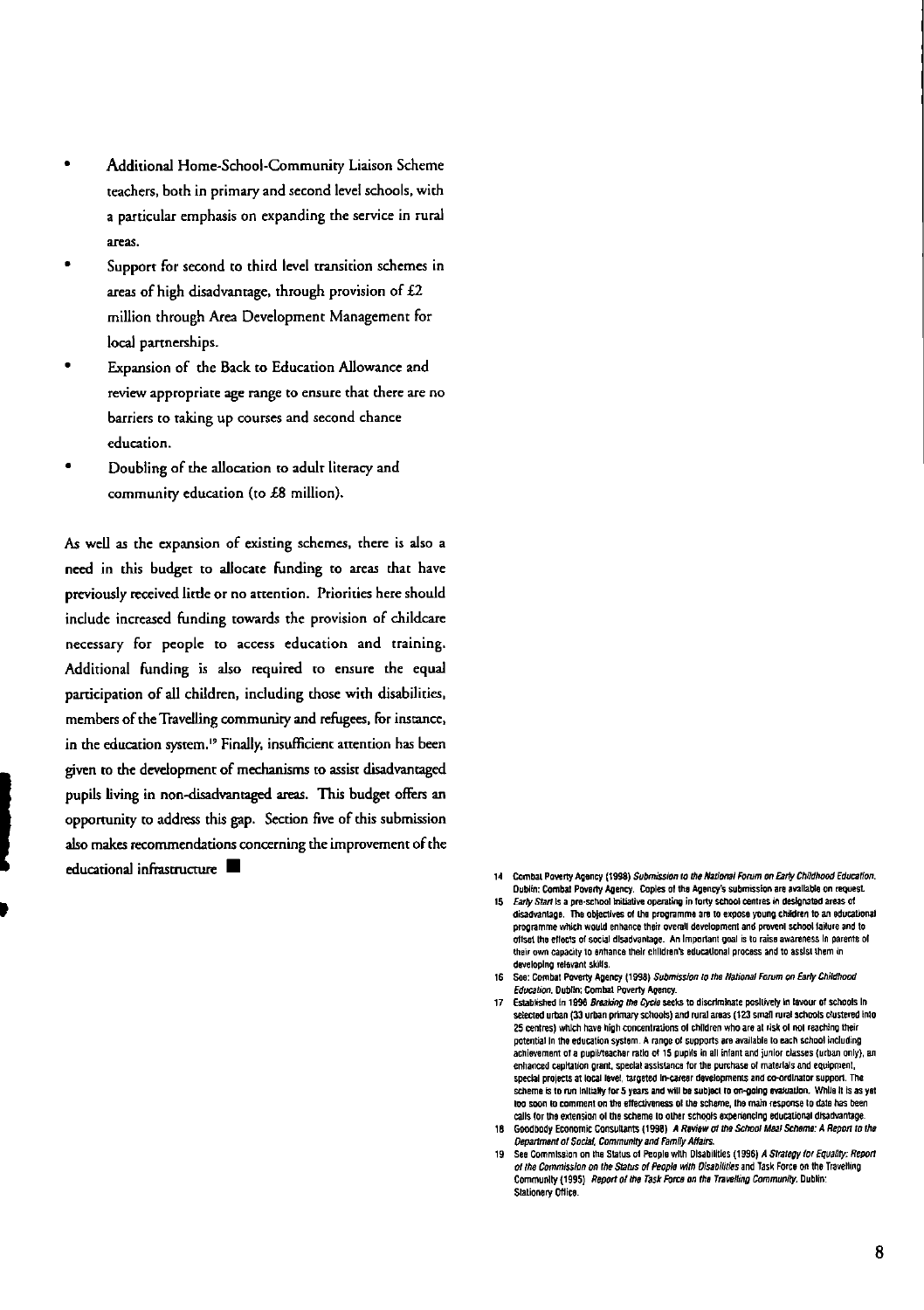- Additional Home-School-Community Liaison Scheme teachers, both in primary and second level schools, with a particular emphasis on expanding the service in rural areas.
- Support for second to third level transition schemes in areas of high disadvantage, through provision of £2 million through Area Development Management for local partnerships.
- Expansion of the Back to Education Allowance and review appropriate age range to ensure that there are no barriers to taking up courses and second chance education.
- Doubling of the allocation to adult literacy and community education (to £8 million).

As well as the expansion of existing schemes, there is also a need in this budget to allocate funding to areas that have previously received little or no attention. Priorities here should include increased funding towards the provision of childcare necessary for people to access education and training. Additional funding is also required to ensure the equal participation of all children, including those with disabilities, members of the Travelling community and refugees, for instance, in the education system.[19] Finally, insufficient attention has been given to the development of mechanisms to assist disadvantaged pupils living in non-disadvantaged areas. This budget offers an opportunity to address this gap. Section five of this submission also makes recommendations concerning the improvement of the educational infrastructure ■

14 Combat Poverty Agency (1998) *Submission to the National Forum on Early Childhood Education*. Dublin: Combat Poverty Agency. Copies of the Agency's submission are available on request.

15 *Early Start* is a pre-school initiative operating in forty school centres in designated areas of disadvantage. The objectives of the programme are to expose young children to an educational programme which would enhance their overall development and prevent school failure and to offset the effects of social disadvantage. An important goal is to raise awareness in parents of their own capacity to enhance their children's educational process and to assist them in developing relevant skills.

16 See: Combat Poverty Agency (1998) *Submission to the National Forum on Early Childhood Education*. Dublin: Combat Poverty Agency.

17 Established in 1996 *Breaking the Cycle* seeks to discriminate positively in favour of schools in selected urban (33 urban primary schools) and rural areas (123 small rural schools clustered into 25 centres) which have high concentrations of children who are at risk of not reaching their potential in the education system. A range of supports are available to each school including achievement of a pupil/teacher ratio of 15 pupils in all infant and junior classes (urban only), an enhanced capitation grant, special assistance for the purchase of materials and equipment, special projects at local level, targeted in-career developments and co-ordinator support. The scheme is to run initially for 5 years and will be subject to on-going evaluation. While it is as yet too soon to comment on the effectiveness of the scheme, the main response to date has been calls for the extension of the scheme to other schools experiencing educational disadvantage.

18 Goodbody Economic Consultants (1998) *A Review of the School Meal Scheme: A Report to the Department of Social, Community and Family Affairs*.

19 See Commission on the Status of People with Disabilities (1996) *A Strategy for Equality: Report of the Commission on the Status of People with Disabilities* and Task Force on the Travelling Community (1995) *Report of the Task Force on the Travelling Community*. Dublin: Stationery Office.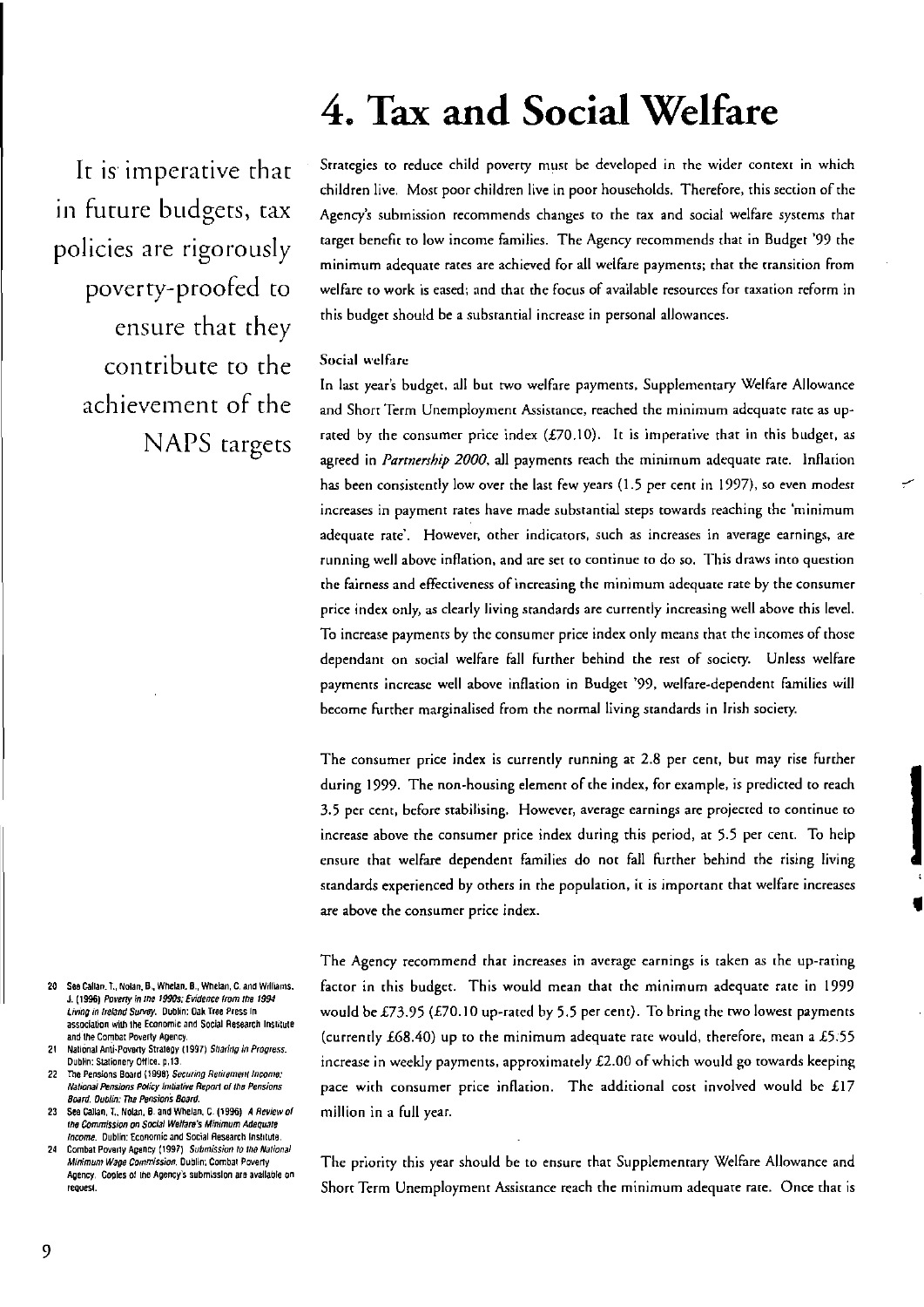# 4. Tax and Social Welfare

It is imperative that in future budgets, tax policies are rigorously poverty-proofed to ensure that they contribute to the achievement of the NAPS targets

Strategies to reduce child poverty must be developed in the wider context in which children live. Most poor children live in poor households. Therefore, this section of the Agency's submission recommends changes to the tax and social welfare systems that target benefit to low income families. The Agency recommends that in Budget '99 the minimum adequate rates are achieved for all welfare payments; that the transition from welfare to work is eased; and that the focus of available resources for taxation reform in this budget should be a substantial increase in personal allowances.

### Social welfare

In last year's budget, all but two welfare payments, Supplementary Welfare Allowance and Short Term Unemployment Assistance, reached the minimum adequate rate as up-rated by the consumer price index (£70.10). It is imperative that in this budget, as agreed in *Partnership 2000*, all payments reach the minimum adequate rate. Inflation has been consistently low over the last few years (1.5 per cent in 1997), so even modest increases in payment rates have made substantial steps towards reaching the 'minimum adequate rate'. However, other indicators, such as increases in average earnings, are running well above inflation, and are set to continue to do so. This draws into question the fairness and effectiveness of increasing the minimum adequate rate by the consumer price index only, as clearly living standards are currently increasing well above this level. To increase payments by the consumer price index only means that the incomes of those dependant on social welfare fall further behind the rest of society. Unless welfare payments increase well above inflation in Budget '99, welfare-dependent families will become further marginalised from the normal living standards in Irish society.

The consumer price index is currently running at 2.8 per cent, but may rise further during 1999. The non-housing element of the index, for example, is predicted to reach 3.5 per cent, before stabilising. However, average earnings are projected to continue to increase above the consumer price index during this period, at 5.5 per cent. To help ensure that welfare dependent families do not fall further behind the rising living standards experienced by others in the population, it is important that welfare increases are above the consumer price index.

The Agency recommend that increases in average earnings is taken as the up-rating factor in this budget. This would mean that the minimum adequate rate in 1999 would be £73.95 (£70.10 up-rated by 5.5 per cent). To bring the two lowest payments (currently £68.40) up to the minimum adequate rate would, therefore, mean a £5.55 increase in weekly payments, approximately £2.00 of which would go towards keeping pace with consumer price inflation. The additional cost involved would be £17 million in a full year.

The priority this year should be to ensure that Supplementary Welfare Allowance and Short Term Unemployment Assistance reach the minimum adequate rate. Once that is

20 See Callan, T., Nolan, B., Whelan, B., Whelan, C. and Williams, J. (1996) *Poverty in the 1990s: Evidence from the 1994 Living in Ireland Survey*. Dublin: Oak Tree Press in association with the Economic and Social Research Institute and the Combat Poverty Agency.

21 National Anti-Poverty Strategy (1997) *Sharing in Progress*. Dublin: Stationery Office. p.13.

22 The Pensions Board (1998) *Securing Retirement Income: National Pensions Policy Initiative Report of the Pensions Board*. Dublin: The Pensions Board.

23 See Callan, T., Nolan, B. and Whelan, C. (1996) *A Review of the Commission on Social Welfare's Minimum Adequate Income*. Dublin: Economic and Social Research Institute.

24 Combat Poverty Agency (1997) *Submission to the National Minimum Wage Commission*. Dublin: Combat Poverty Agency. Copies of the Agency's submission are available on request.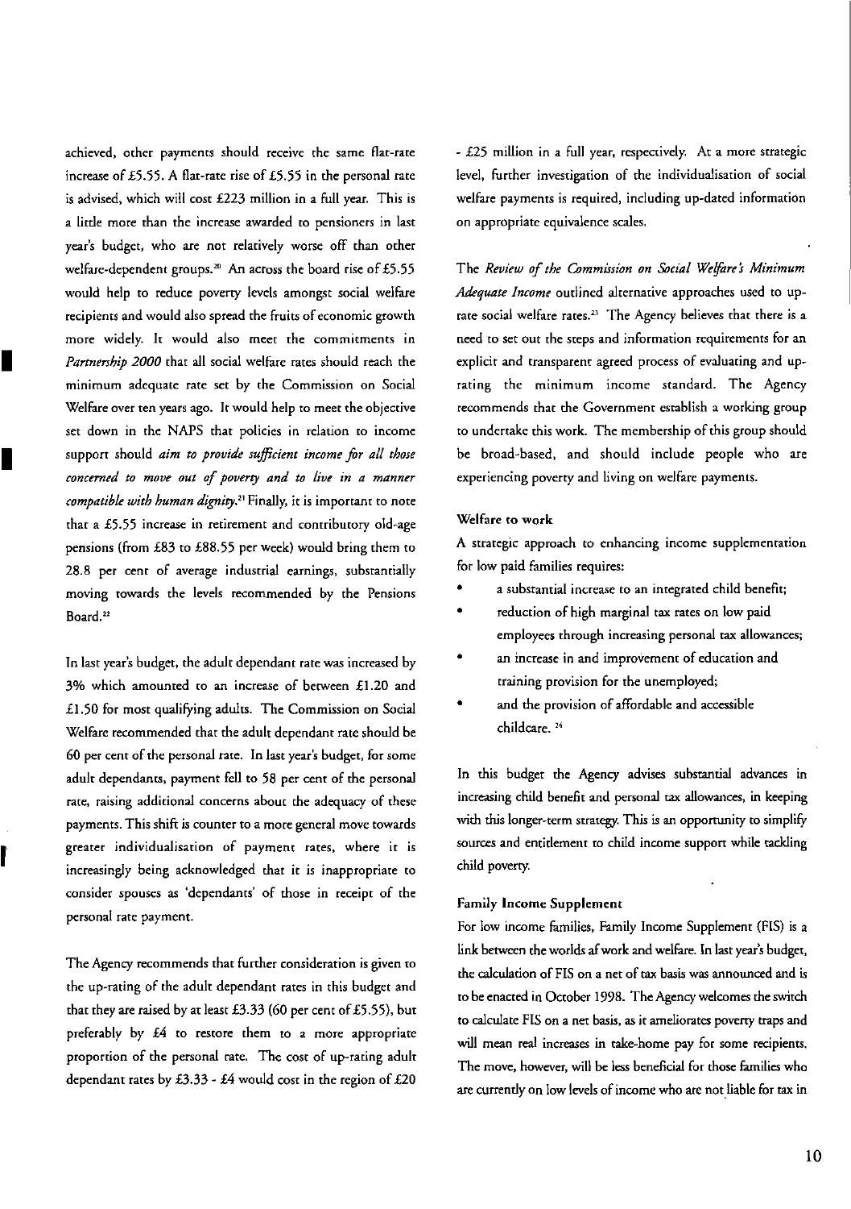achieved, other payments should receive the same flat-rate increase of £5.55. A flat-rate rise of £5.55 in the personal rate is advised, which will cost £223 million in a full year. This is a little more than the increase awarded to pensioners in last year's budget, who are not relatively worse off than other welfare-dependent groups.[20] An across the board rise of £5.55 would help to reduce poverty levels amongst social welfare recipients and would also spread the fruits of economic growth more widely. It would also meet the commitments in *Partnership 2000* that all social welfare rates should reach the minimum adequate rate set by the Commission on Social Welfare over ten years ago. It would help to meet the objective set down in the NAPS that policies in relation to income support should *aim to provide sufficient income for all those concerned to move out of poverty and to live in a manner compatible with human dignity*.[21] Finally, it is important to note that a £5.55 increase in retirement and contributory old-age pensions (from £83 to £88.55 per week) would bring them to 28.8 per cent of average industrial earnings, substantially moving towards the levels recommended by the Pensions Board.[22]

In last year's budget, the adult dependant rate was increased by 3% which amounted to an increase of between £1.20 and £1.50 for most qualifying adults. The Commission on Social Welfare recommended that the adult dependant rate should be 60 per cent of the personal rate. In last year's budget, for some adult dependants, payment fell to 58 per cent of the personal rate, raising additional concerns about the adequacy of these payments. This shift is counter to a more general move towards greater individualisation of payment rates, where it is increasingly being acknowledged that it is inappropriate to consider spouses as 'dependants' of those in receipt of the personal rate payment.

The Agency recommends that further consideration is given to the up-rating of the adult dependant rates in this budget and that they are raised by at least £3.33 (60 per cent of £5.55), but preferably by £4 to restore them to a more appropriate proportion of the personal rate. The cost of up-rating adult dependant rates by £3.33 - £4 would cost in the region of £20 - £25 million in a full year, respectively. At a more strategic level, further investigation of the individualisation of social welfare payments is required, including up-dated information on appropriate equivalence scales.

The *Review of the Commission on Social Welfare's Minimum Adequate Income* outlined alternative approaches used to up-rate social welfare rates.[23] The Agency believes that there is a need to set out the steps and information requirements for an explicit and transparent agreed process of evaluating and up-rating the minimum income standard. The Agency recommends that the Government establish a working group to undertake this work. The membership of this group should be broad-based, and should include people who are experiencing poverty and living on welfare payments.

#### Welfare to work

A strategic approach to enhancing income supplementation for low paid families requires:

- a substantial increase to an integrated child benefit;
- reduction of high marginal tax rates on low paid employees through increasing personal tax allowances;
- an increase in and improvement of education and training provision for the unemployed;
- and the provision of affordable and accessible childcare. [24]

In this budget the Agency advises substantial advances in increasing child benefit and personal tax allowances, in keeping with this longer-term strategy. This is an opportunity to simplify sources and entitlement to child income support while tackling child poverty.

#### Family Income Supplement

For low income families, Family Income Supplement (FIS) is a link between the worlds af work and welfare. In last year's budget, the calculation of FIS on a net of tax basis was announced and is to be enacted in October 1998. The Agency welcomes the switch to calculate FIS on a net basis, as it ameliorates poverty traps and will mean real increases in take-home pay for some recipients. The move, however, will be less beneficial for those families who are currently on low levels of income who are not liable for tax in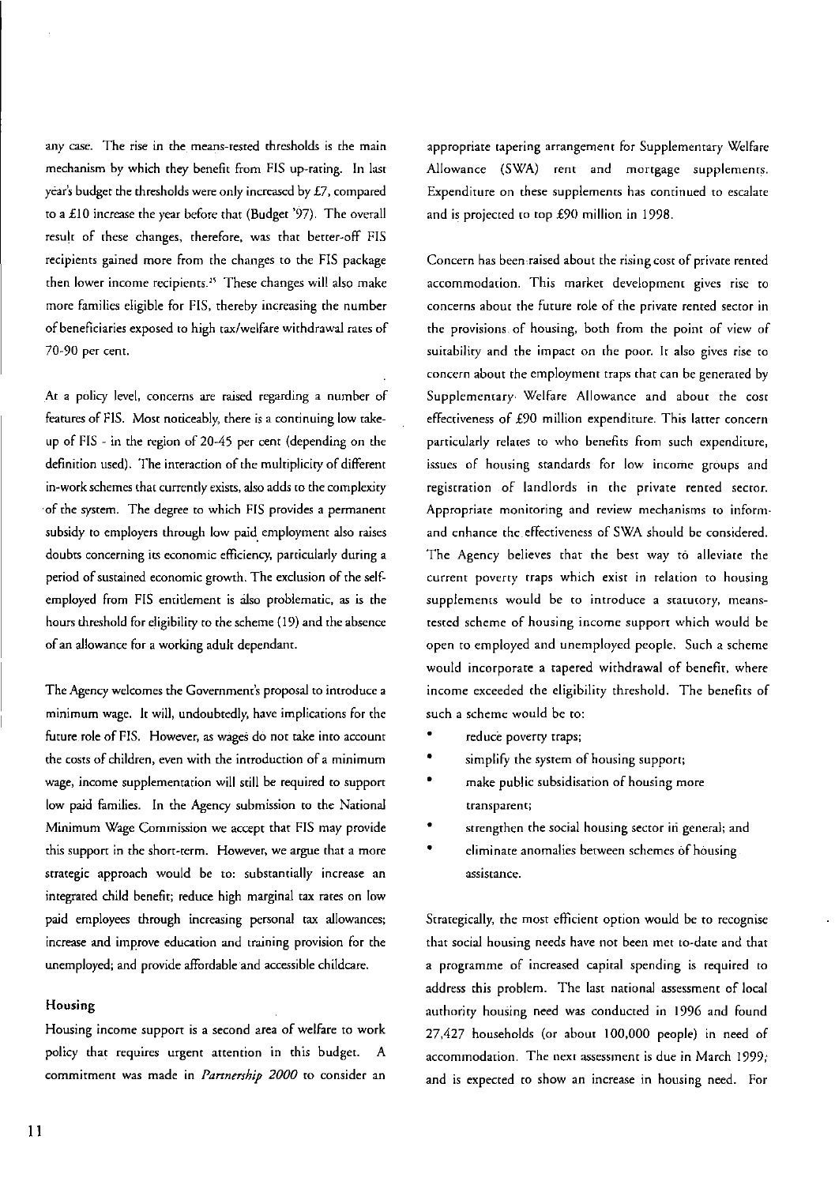any case. The rise in the means-tested thresholds is the main mechanism by which they benefit from FIS up-rating. In last year's budget the thresholds were only increased by £7, compared to a £10 increase the year before that (Budget '97). The overall result of these changes, therefore, was that better-off FIS recipients gained more from the changes to the FIS package then lower income recipients.[25] These changes will also make more families eligible for FIS, thereby increasing the number of beneficiaries exposed to high tax/welfare withdrawal rates of 70-90 per cent.

At a policy level, concerns are raised regarding a number of features of FIS. Most noticeably, there is a continuing low take-up of FIS - in the region of 20-45 per cent (depending on the definition used). The interaction of the multiplicity of different in-work schemes that currently exists, also adds to the complexity of the system. The degree to which FIS provides a permanent subsidy to employers through low paid employment also raises doubts concerning its economic efficiency, particularly during a period of sustained economic growth. The exclusion of the self-employed from FIS entitlement is also problematic, as is the hours threshold for eligibility to the scheme (19) and the absence of an allowance for a working adult dependant.

The Agency welcomes the Government's proposal to introduce a minimum wage. It will, undoubtedly, have implications for the future role of FIS. However, as wages do not take into account the costs of children, even with the introduction of a minimum wage, income supplementation will still be required to support low paid families. In the Agency submission to the National Minimum Wage Commission we accept that FIS may provide this support in the short-term. However, we argue that a more strategic approach would be to: substantially increase an integrated child benefit; reduce high marginal tax rates on low paid employees through increasing personal tax allowances; increase and improve education and training provision for the unemployed; and provide affordable and accessible childcare.

#### Housing

Housing income support is a second area of welfare to work policy that requires urgent attention in this budget. A commitment was made in *Partnership 2000* to consider an appropriate tapering arrangement for Supplementary Welfare Allowance (SWA) rent and mortgage supplements. Expenditure on these supplements has continued to escalate and is projected to top £90 million in 1998.

Concern has been raised about the rising cost of private rented accommodation. This market development gives rise to concerns about the future role of the private rented sector in the provisions of housing, both from the point of view of suitability and the impact on the poor. It also gives rise to concern about the employment traps that can be generated by Supplementary Welfare Allowance and about the cost effectiveness of £90 million expenditure. This latter concern particularly relates to who benefits from such expenditure, issues of housing standards for low income groups and registration of landlords in the private rented sector. Appropriate monitoring and review mechanisms to inform and enhance the effectiveness of SWA should be considered. The Agency believes that the best way to alleviate the current poverty traps which exist in relation to housing supplements would be to introduce a statutory, means-tested scheme of housing income support which would be open to employed and unemployed people. Such a scheme would incorporate a tapered withdrawal of benefit, where income exceeded the eligibility threshold. The benefits of such a scheme would be to:

- reduce poverty traps;
- simplify the system of housing support;
- make public subsidisation of housing more transparent;
- strengthen the social housing sector in general; and
- eliminate anomalies between schemes of housing assistance.

Strategically, the most efficient option would be to recognise that social housing needs have not been met to-date and that a programme of increased capital spending is required to address this problem. The last national assessment of local authority housing need was conducted in 1996 and found 27,427 households (or about 100,000 people) in need of accommodation. The next assessment is due in March 1999, and is expected to show an increase in housing need. For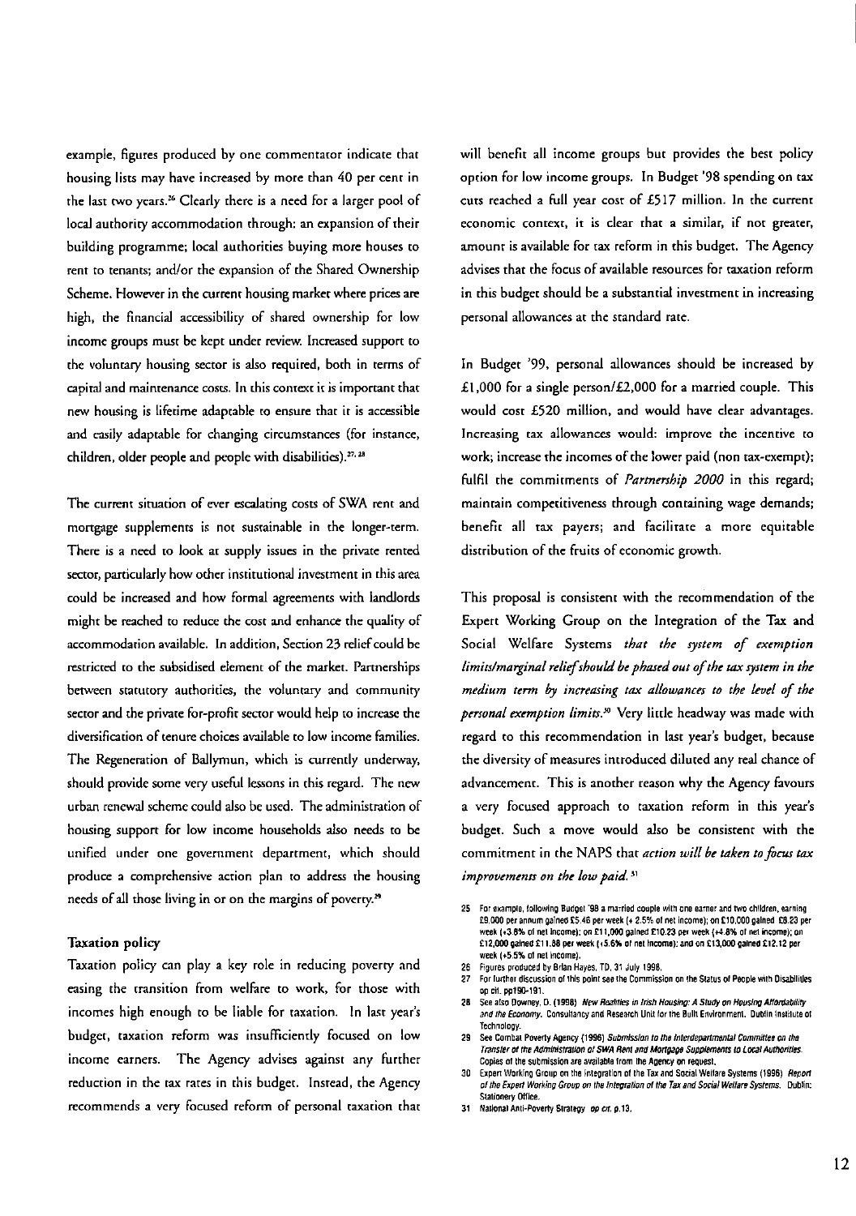example, figures produced by one commentator indicate that housing lists may have increased by more than 40 per cent in the last two years.[26] Clearly there is a need for a larger pool of local authority accommodation through: an expansion of their building programme; local authorities buying more houses to rent to tenants; and/or the expansion of the Shared Ownership Scheme. However in the current housing market where prices are high, the financial accessibility of shared ownership for low income groups must be kept under review. Increased support to the voluntary housing sector is also required, both in terms of capital and maintenance costs. In this context it is important that new housing is lifetime adaptable to ensure that it is accessible and easily adaptable for changing circumstances (for instance, children, older people and people with disabilities).[27, 28]

The current situation of ever escalating costs of SWA rent and mortgage supplements is not sustainable in the longer-term. There is a need to look at supply issues in the private rented sector, particularly how other institutional investment in this area could be increased and how formal agreements with landlords might be reached to reduce the cost and enhance the quality of accommodation available. In addition, Section 23 relief could be restricted to the subsidised element of the market. Partnerships between statutory authorities, the voluntary and community sector and the private for-profit sector would help to increase the diversification of tenure choices available to low income families. The Regeneration of Ballymun, which is currently underway, should provide some very useful lessons in this regard. The new urban renewal scheme could also be used. The administration of housing support for low income households also needs to be unified under one government department, which should produce a comprehensive action plan to address the housing needs of all those living in or on the margins of poverty.[29]

### Taxation policy

Taxation policy can play a key role in reducing poverty and easing the transition from welfare to work, for those with incomes high enough to be liable for taxation. In last year's budget, taxation reform was insufficiently focused on low income earners. The Agency advises against any further reduction in the tax rates in this budget. Instead, the Agency recommends a very focused reform of personal taxation that will benefit all income groups but provides the best policy option for low income groups. In Budget '98 spending on tax cuts reached a full year cost of £517 million. In the current economic context, it is clear that a similar, if not greater, amount is available for tax reform in this budget. The Agency advises that the focus of available resources for taxation reform in this budget should be a substantial investment in increasing personal allowances at the standard rate.

In Budget '99, personal allowances should be increased by £1,000 for a single person/£2,000 for a married couple. This would cost £520 million, and would have clear advantages. Increasing tax allowances would: improve the incentive to work; increase the incomes of the lower paid (non tax-exempt); fulfil the commitments of *Partnership 2000* in this regard; maintain competitiveness through containing wage demands; benefit all tax payers; and facilitate a more equitable distribution of the fruits of economic growth.

This proposal is consistent with the recommendation of the Expert Working Group on the Integration of the Tax and Social Welfare Systems *that the system of exemption limits/marginal relief should be phased out of the tax system in the medium term by increasing tax allowances to the level of the personal exemption limits.*[30] Very little headway was made with regard to this recommendation in last year's budget, because the diversity of measures introduced diluted any real chance of advancement. This is another reason why the Agency favours a very focused approach to taxation reform in this year's budget. Such a move would also be consistent with the commitment in the NAPS that *action will be taken to focus tax improvements on the low paid.*[31]

---

25 For example, following Budget '98 a married couple with one earner and two children, earning £9,000 per annum gained £5.46 per week (+ 2.5% of net income); on £10,000 gained £8.23 per week (+3.8% of net income); on £11,000 gained £10.23 per week (+4.8% of net income); on £12,000 gained £11.88 per week (+5.6% of net income); and on £13,000 gained £12.12 per week (+5.5% of net income).

26 Figures produced by Brian Hayes, TD, 31 July 1998.

27 For further discussion of this point see the Commission on the Status of People with Disabilities op cit. pp190-191.

28 See also Downey, D. (1998) *New Realities in Irish Housing: A Study on Housing Affordability and the Economy*. Consultancy and Research Unit for the Built Environment. Dublin Institute of Technology.

29 See Combat Poverty Agency (1996) *Submission to the Interdepartmental Committee on the Transfer of the Administration of SWA Rent and Mortgage Supplements to Local Authorities*. Copies of the submission are available from the Agency on request.

30 Expert Working Group on the Integration of the Tax and Social Welfare Systems (1996) *Report of the Expert Working Group on the Integration of the Tax and Social Welfare Systems*. Dublin: Stationery Office.

31 National Anti-Poverty Strategy *op cit.* p.13.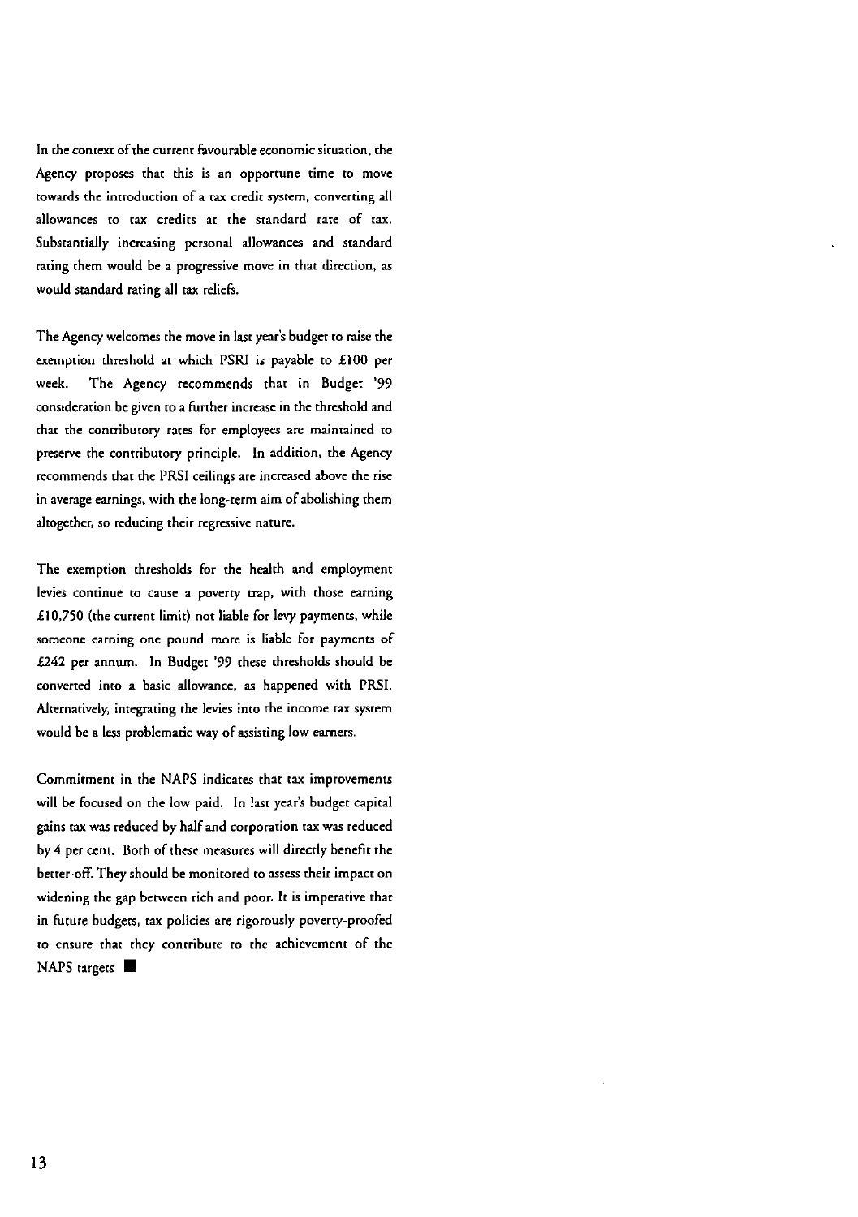In the context of the current favourable economic situation, the Agency proposes that this is an opportune time to move towards the introduction of a tax credit system, converting all allowances to tax credits at the standard rate of tax. Substantially increasing personal allowances and standard rating them would be a progressive move in that direction, as would standard rating all tax reliefs.

The Agency welcomes the move in last year's budget to raise the exemption threshold at which PSRI is payable to £100 per week. The Agency recommends that in Budget '99 consideration be given to a further increase in the threshold and that the contributory rates for employees are maintained to preserve the contributory principle. In addition, the Agency recommends that the PRSI ceilings are increased above the rise in average earnings, with the long-term aim of abolishing them altogether, so reducing their regressive nature.

The exemption thresholds for the health and employment levies continue to cause a poverty trap, with those earning £10,750 (the current limit) not liable for levy payments, while someone earning one pound more is liable for payments of £242 per annum. In Budget '99 these thresholds should be converted into a basic allowance, as happened with PRSI. Alternatively, integrating the levies into the income tax system would be a less problematic way of assisting low earners.

Commitment in the NAPS indicates that tax improvements will be focused on the low paid. In last year's budget capital gains tax was reduced by half and corporation tax was reduced by 4 per cent. Both of these measures will directly benefit the better-off. They should be monitored to assess their impact on widening the gap between rich and poor. It is imperative that in future budgets, tax policies are rigorously poverty-proofed to ensure that they contribute to the achievement of the NAPS targets ■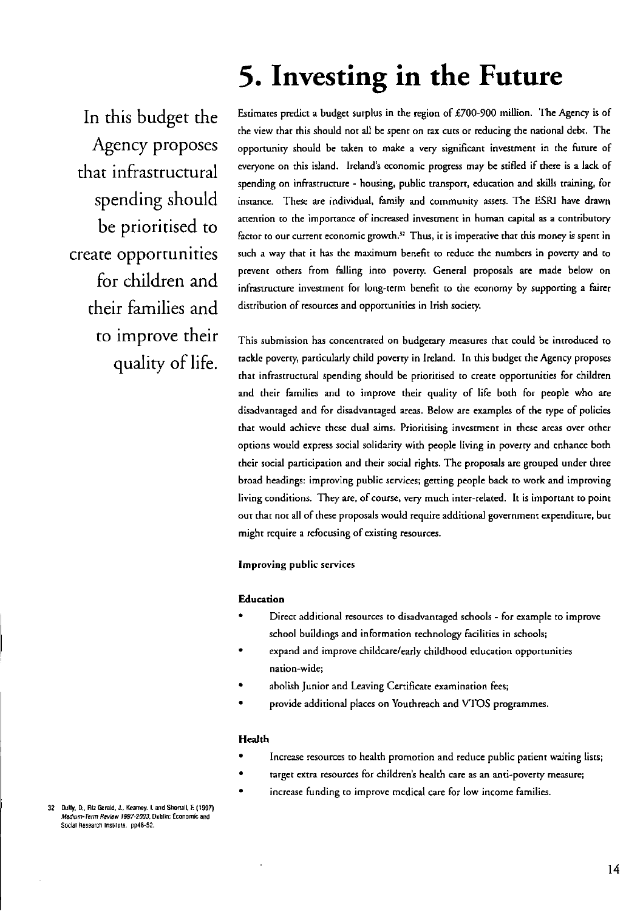# 5. Investing in the Future

In this budget the Agency proposes that infrastructural spending should be prioritised to create opportunities for children and their families and to improve their quality of life.

Estimates predict a budget surplus in the region of £700-900 million. The Agency is of the view that this should not all be spent on tax cuts or reducing the national debt. The opportunity should be taken to make a very significant investment in the future of everyone on this island. Ireland's economic progress may be stifled if there is a lack of spending on infrastructure - housing, public transport, education and skills training, for instance. These are individual, family and community assets. The ESRI have drawn attention to the importance of increased investment in human capital as a contributory factor to our current economic growth.[32] Thus, it is imperative that this money is spent in such a way that it has the maximum benefit to reduce the numbers in poverty and to prevent others from falling into poverty. General proposals are made below on infrastructure investment for long-term benefit to the economy by supporting a fairer distribution of resources and opportunities in Irish society.

This submission has concentrated on budgetary measures that could be introduced to tackle poverty, particularly child poverty in Ireland. In this budget the Agency proposes that infrastructural spending should be prioritised to create opportunities for children and their families and to improve their quality of life both for people who are disadvantaged and for disadvantaged areas. Below are examples of the type of policies that would achieve these dual aims. Prioritising investment in these areas over other options would express social solidarity with people living in poverty and enhance both their social participation and their social rights. The proposals are grouped under three broad headings: improving public services; getting people back to work and improving living conditions. They are, of course, very much inter-related. It is important to point out that not all of these proposals would require additional government expenditure, but might require a refocusing of existing resources.

**Improving public services**

**Education**

- Direct additional resources to disadvantaged schools - for example to improve school buildings and information technology facilities in schools;
- expand and improve childcare/early childhood education opportunities nation-wide;
- abolish Junior and Leaving Certificate examination fees;
- provide additional places on Youthreach and VTOS programmes.

**Health**

- Increase resources to health promotion and reduce public patient waiting lists;
- target extra resources for children's health care as an anti-poverty measure;
- increase funding to improve medical care for low income families.

32 Duffy, D., Fitz Gerald, J., Kearney, I. and Shortall, F. (1997) *Medium-Term Review 1997-2003*, Dublin: Economic and Social Research Institute. pp48-52.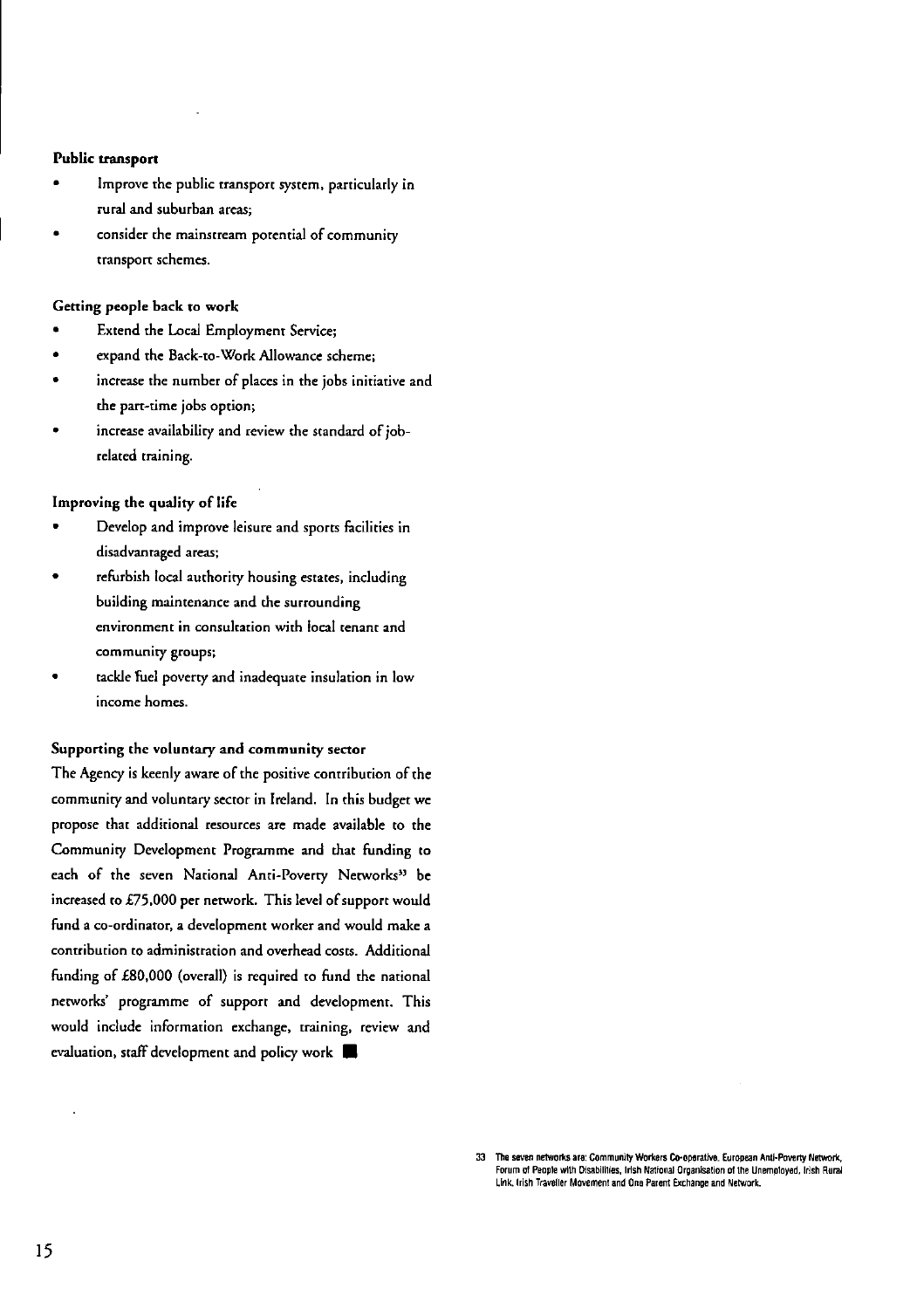### Public transport

- Improve the public transport system, particularly in rural and suburban areas;
- consider the mainstream potential of community transport schemes.

### Getting people back to work

- Extend the Local Employment Service;
- expand the Back-to-Work Allowance scheme;
- increase the number of places in the jobs initiative and the part-time jobs option;
- increase availability and review the standard of job-related training.

### Improving the quality of life

- Develop and improve leisure and sports facilities in disadvantaged areas;
- refurbish local authority housing estates, including building maintenance and the surrounding environment in consultation with local tenant and community groups;
- tackle fuel poverty and inadequate insulation in low income homes.

### Supporting the voluntary and community sector

The Agency is keenly aware of the positive contribution of the community and voluntary sector in Ireland. In this budget we propose that additional resources are made available to the Community Development Programme and that funding to each of the seven National Anti-Poverty Networks[33] be increased to £75,000 per network. This level of support would fund a co-ordinator, a development worker and would make a contribution to administration and overhead costs. Additional funding of £80,000 (overall) is required to fund the national networks' programme of support and development. This would include information exchange, training, review and evaluation, staff development and policy work ■

33 The seven networks are: Community Workers Co-operative, European Anti-Poverty Network, Forum of People with Disabilities, Irish National Organisation of the Unemployed, Irish Rural Link, Irish Traveller Movement and One Parent Exchange and Network.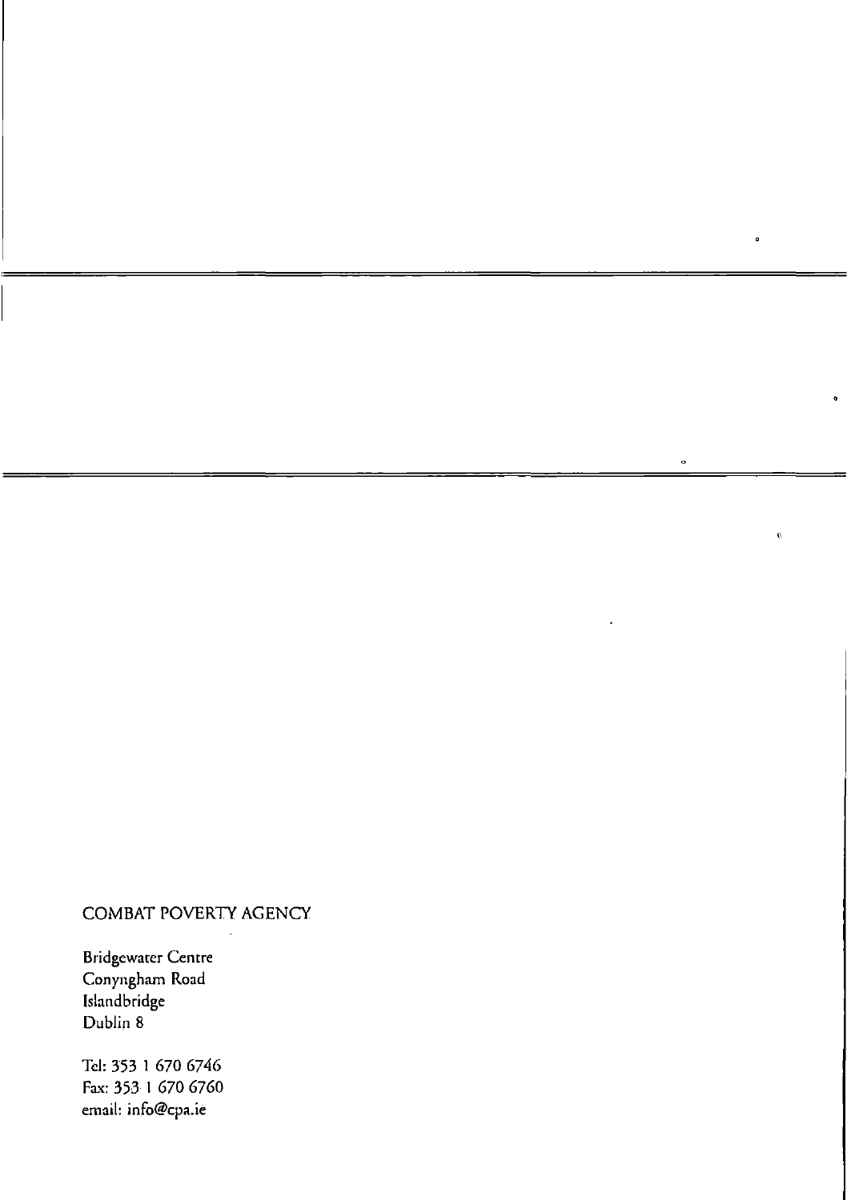COMBAT POVERTY AGENCY

Bridgewater Centre
Conyngham Road
Islandbridge
Dublin 8

Tel: 353 1 670 6746
Fax: 353 1 670 6760
email: info@cpa.ie